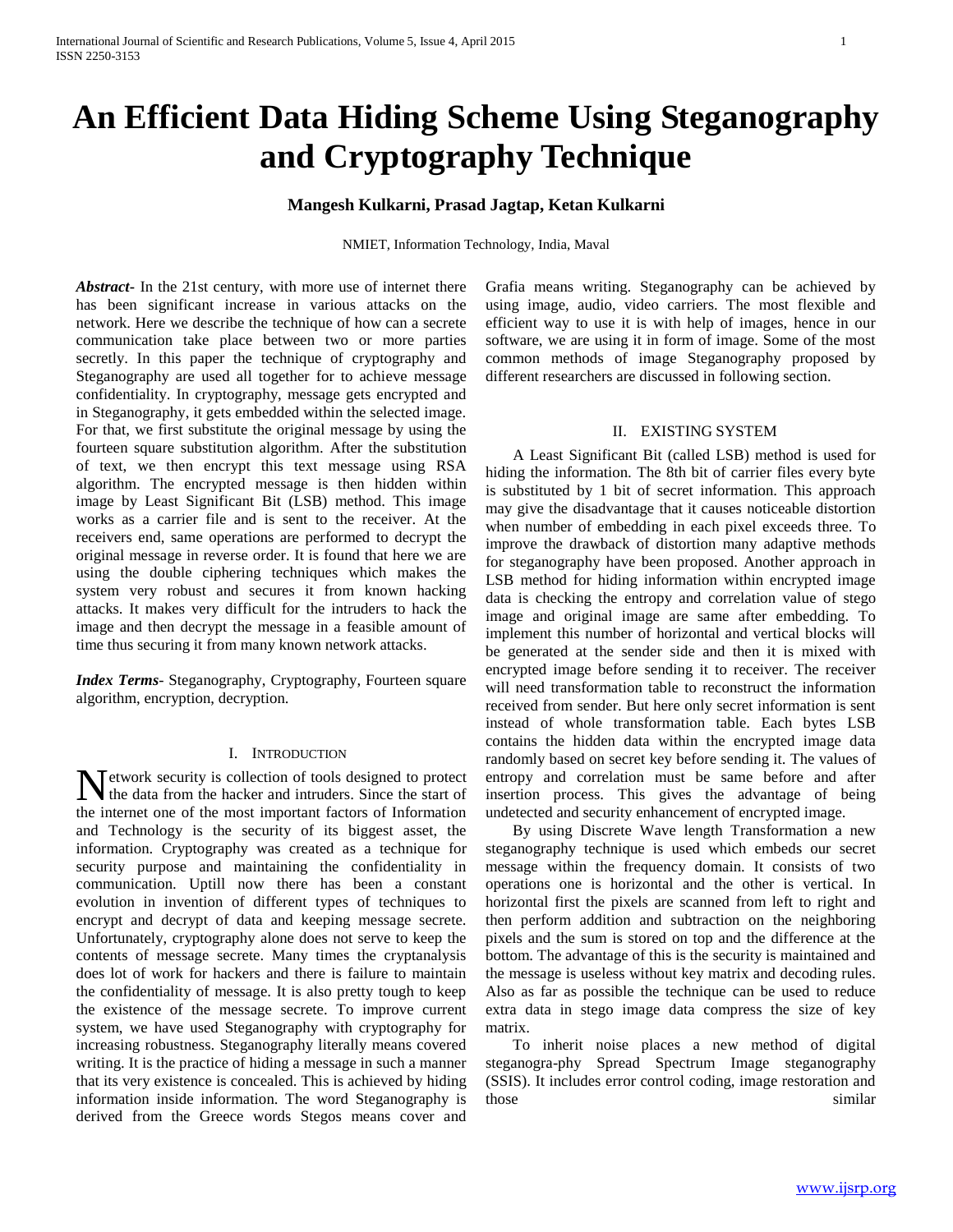# An Efficient Data Hiding Scheme Using Steganography and Cryptography Technique

**Mangesh Kulkarni, Prasad Jagtap, Ketan Kulkarni**

NMIET, Information Technology, India, Maval

***Abstract-*** In the 21st century, with more use of internet there has been significant increase in various attacks on the network. Here we describe the technique of how can a secrete communication take place between two or more parties secretly. In this paper the technique of cryptography and Steganography are used all together for to achieve message confidentiality. In cryptography, message gets encrypted and in Steganography, it gets embedded within the selected image. For that, we first substitute the original message by using the fourteen square substitution algorithm. After the substitution of text, we then encrypt this text message using RSA algorithm. The encrypted message is then hidden within image by Least Significant Bit (LSB) method. This image works as a carrier file and is sent to the receiver. At the receivers end, same operations are performed to decrypt the original message in reverse order. It is found that here we are using the double ciphering techniques which makes the system very robust and secures it from known hacking attacks. It makes very difficult for the intruders to hack the image and then decrypt the message in a feasible amount of time thus securing it from many known network attacks.

***Index Terms*****-** Steganography, Cryptography, Fourteen square algorithm, encryption, decryption.

## I. Introduction

Network security is collection of tools designed to protect the data from the hacker and intruders. Since the start of the internet one of the most important factors of Information and Technology is the security of its biggest asset, the information. Cryptography was created as a technique for security purpose and maintaining the confidentiality in communication. Uptill now there has been a constant evolution in invention of different types of techniques to encrypt and decrypt of data and keeping message secrete. Unfortunately, cryptography alone does not serve to keep the contents of message secrete. Many times the cryptanalysis does lot of work for hackers and there is failure to maintain the confidentiality of message. It is also pretty tough to keep the existence of the message secrete. To improve current system, we have used Steganography with cryptography for increasing robustness. Steganography literally means covered writing. It is the practice of hiding a message in such a manner that its very existence is concealed. This is achieved by hiding information inside information. The word Steganography is derived from the Greece words Stegos means cover and Grafia means writing. Steganography can be achieved by using image, audio, video carriers. The most flexible and efficient way to use it is with help of images, hence in our software, we are using it in form of image. Some of the most common methods of image Steganography proposed by different researchers are discussed in following section.

## II. Existing System

A Least Significant Bit (called LSB) method is used for hiding the information. The 8th bit of carrier files every byte is substituted by 1 bit of secret information. This approach may give the disadvantage that it causes noticeable distortion when number of embedding in each pixel exceeds three. To improve the drawback of distortion many adaptive methods for steganography have been proposed. Another approach in LSB method for hiding information within encrypted image data is checking the entropy and correlation value of stego image and original image are same after embedding. To implement this number of horizontal and vertical blocks will be generated at the sender side and then it is mixed with encrypted image before sending it to receiver. The receiver will need transformation table to reconstruct the information received from sender. But here only secret information is sent instead of whole transformation table. Each bytes LSB contains the hidden data within the encrypted image data randomly based on secret key before sending it. The values of entropy and correlation must be same before and after insertion process. This gives the advantage of being undetected and security enhancement of encrypted image.

By using Discrete Wave length Transformation a new steganography technique is used which embeds our secret message within the frequency domain. It consists of two operations one is horizontal and the other is vertical. In horizontal first the pixels are scanned from left to right and then perform addition and subtraction on the neighboring pixels and the sum is stored on top and the difference at the bottom. The advantage of this is the security is maintained and the message is useless without key matrix and decoding rules. Also as far as possible the technique can be used to reduce extra data in stego image data compress the size of key matrix.

To inherit noise places a new method of digital steganogra-phy Spread Spectrum Image steganography (SSIS). It includes error control coding, image restoration and those similar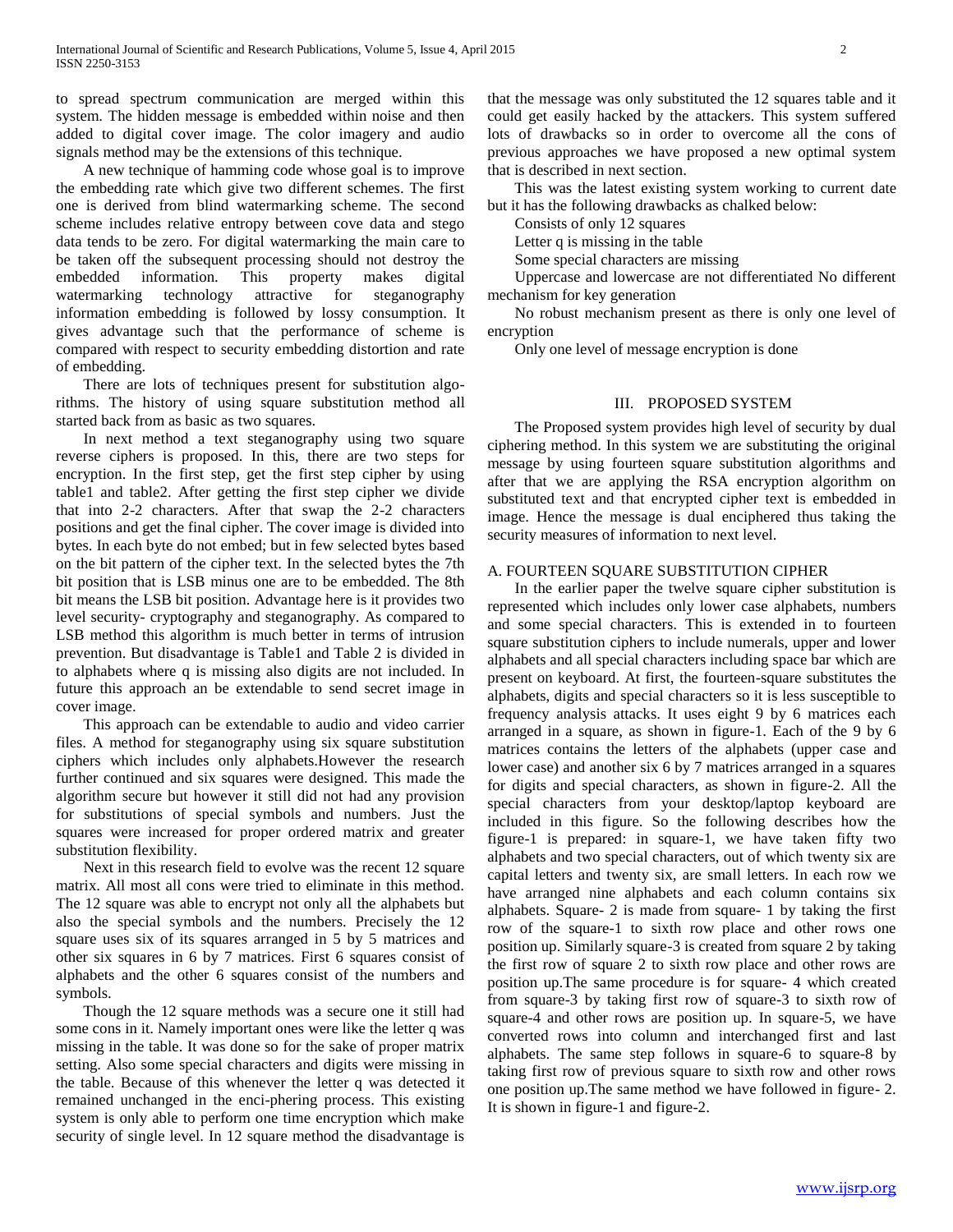to spread spectrum communication are merged within this system. The hidden message is embedded within noise and then added to digital cover image. The color imagery and audio signals method may be the extensions of this technique.

A new technique of hamming code whose goal is to improve the embedding rate which give two different schemes. The first one is derived from blind watermarking scheme. The second scheme includes relative entropy between cove data and stego data tends to be zero. For digital watermarking the main care to be taken off the subsequent processing should not destroy the embedded information. This property makes digital watermarking technology attractive for steganography information embedding is followed by lossy consumption. It gives advantage such that the performance of scheme is compared with respect to security embedding distortion and rate of embedding.

There are lots of techniques present for substitution algorithms. The history of using square substitution method all started back from as basic as two squares.

In next method a text steganography using two square reverse ciphers is proposed. In this, there are two steps for encryption. In the first step, get the first step cipher by using table1 and table2. After getting the first step cipher we divide that into 2-2 characters. After that swap the 2-2 characters positions and get the final cipher. The cover image is divided into bytes. In each byte do not embed; but in few selected bytes based on the bit pattern of the cipher text. In the selected bytes the 7th bit position that is LSB minus one are to be embedded. The 8th bit means the LSB bit position. Advantage here is it provides two level security- cryptography and steganography. As compared to LSB method this algorithm is much better in terms of intrusion prevention. But disadvantage is Table1 and Table 2 is divided in to alphabets where q is missing also digits are not included. In future this approach an be extendable to send secret image in cover image.

This approach can be extendable to audio and video carrier files. A method for steganography using six square substitution ciphers which includes only alphabets.However the research further continued and six squares were designed. This made the algorithm secure but however it still did not had any provision for substitutions of special symbols and numbers. Just the squares were increased for proper ordered matrix and greater substitution flexibility.

Next in this research field to evolve was the recent 12 square matrix. All most all cons were tried to eliminate in this method. The 12 square was able to encrypt not only all the alphabets but also the special symbols and the numbers. Precisely the 12 square uses six of its squares arranged in 5 by 5 matrices and other six squares in 6 by 7 matrices. First 6 squares consist of alphabets and the other 6 squares consist of the numbers and symbols.

Though the 12 square methods was a secure one it still had some cons in it. Namely important ones were like the letter q was missing in the table. It was done so for the sake of proper matrix setting. Also some special characters and digits were missing in the table. Because of this whenever the letter q was detected it remained unchanged in the enci-phering process. This existing system is only able to perform one time encryption which make security of single level. In 12 square method the disadvantage is that the message was only substituted the 12 squares table and it could get easily hacked by the attackers. This system suffered lots of drawbacks so in order to overcome all the cons of previous approaches we have proposed a new optimal system that is described in next section.

This was the latest existing system working to current date but it has the following drawbacks as chalked below:

Consists of only 12 squares

Letter q is missing in the table

Some special characters are missing

Uppercase and lowercase are not differentiated No different mechanism for key generation

No robust mechanism present as there is only one level of encryption

Only one level of message encryption is done

## III. PROPOSED SYSTEM

The Proposed system provides high level of security by dual ciphering method. In this system we are substituting the original message by using fourteen square substitution algorithms and after that we are applying the RSA encryption algorithm on substituted text and that encrypted cipher text is embedded in image. Hence the message is dual enciphered thus taking the security measures of information to next level.

### A. FOURTEEN SQUARE SUBSTITUTION CIPHER

In the earlier paper the twelve square cipher substitution is represented which includes only lower case alphabets, numbers and some special characters. This is extended in to fourteen square substitution ciphers to include numerals, upper and lower alphabets and all special characters including space bar which are present on keyboard. At first, the fourteen-square substitutes the alphabets, digits and special characters so it is less susceptible to frequency analysis attacks. It uses eight 9 by 6 matrices each arranged in a square, as shown in figure-1. Each of the 9 by 6 matrices contains the letters of the alphabets (upper case and lower case) and another six 6 by 7 matrices arranged in a squares for digits and special characters, as shown in figure-2. All the special characters from your desktop/laptop keyboard are included in this figure. So the following describes how the figure-1 is prepared: in square-1, we have taken fifty two alphabets and two special characters, out of which twenty six are capital letters and twenty six, are small letters. In each row we have arranged nine alphabets and each column contains six alphabets. Square- 2 is made from square- 1 by taking the first row of the square-1 to sixth row place and other rows one position up. Similarly square-3 is created from square 2 by taking the first row of square 2 to sixth row place and other rows are position up.The same procedure is for square- 4 which created from square-3 by taking first row of square-3 to sixth row of square-4 and other rows are position up. In square-5, we have converted rows into column and interchanged first and last alphabets. The same step follows in square-6 to square-8 by taking first row of previous square to sixth row and other rows one position up.The same method we have followed in figure- 2. It is shown in figure-1 and figure-2.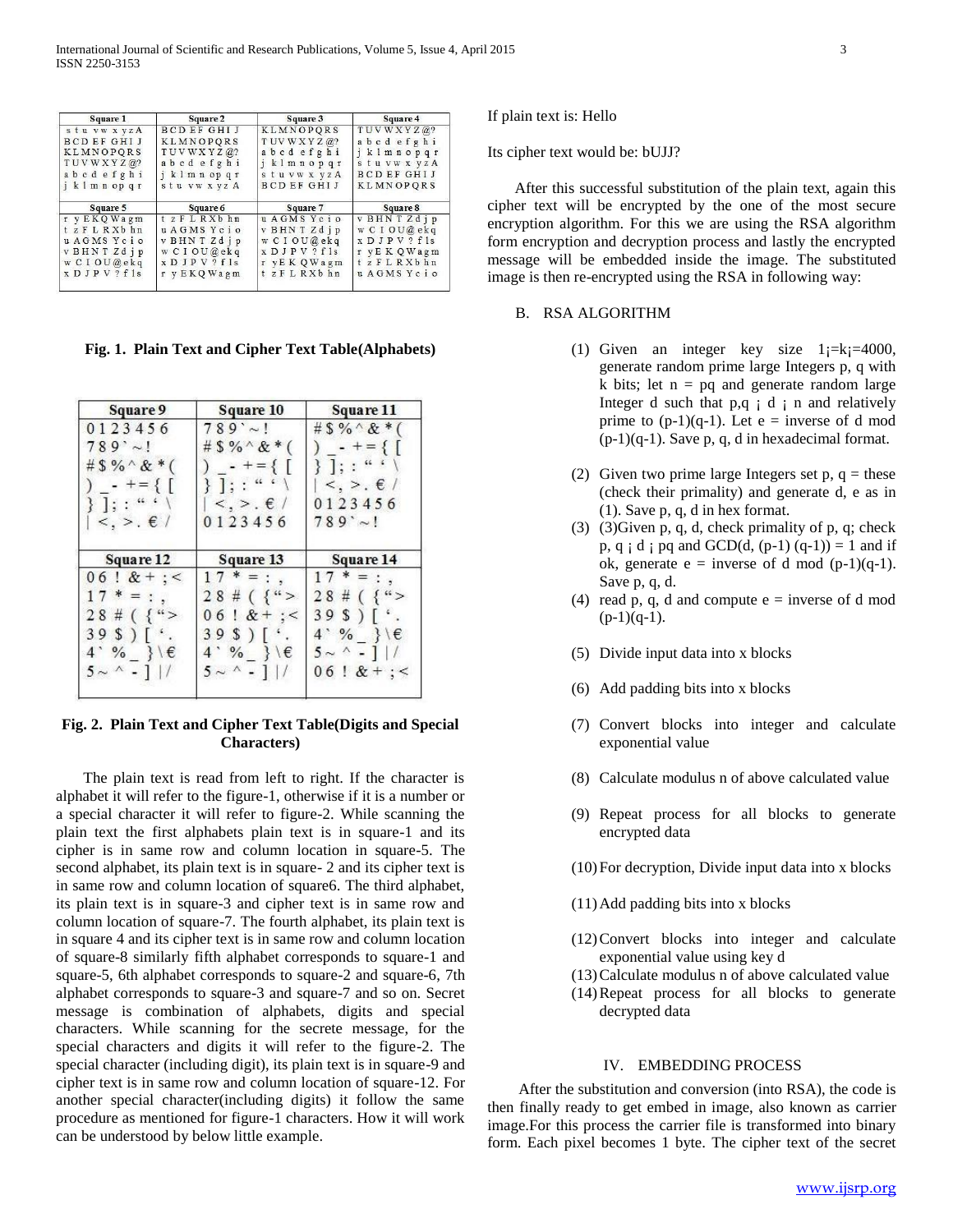| Square 1 | Square 2 | Square 3 | Square 4 |
|---|---|---|---|
| s t u v w x y z A | BCD EF GHI J | KLMNOPQRS | TUVWXYZ@? |
| BCD EF GHI J | KLMNOPQRS | TUVWXYZ@? | a b c d e f g h i |
| KLMNOPQRS | TUVWXYZ@? | a b c d e f g h i | j k l m n o p q r |
| TUVWXYZ@? | a b c d e f g h i | j k l m n o p q r | s t u v w x y z A |
| a b c d e f g h i | j k l m n op q r | s t u v w x y z A | BCD EF GHI J |
| j k l m n op q r | s t u v w x y z A | BCD EF GHI J | KLMNOPQRS |

| Square 5 | Square 6 | Square 7 | Square 8 |
|---|---|---|---|
| r y EKQWagm | t z F L RXb hn | u AGMS Yc i o | v BHN T Zd j p |
| t z F L RXb hn | u AGMS Yc i o | v BHN T Zd j p | w C I OU@ekq |
| u AGMS Yc i o | v BHN T Zd j p | w C I OU@ekq | x D J P V ? f l s |
| v BHN T Zd j p | w C I OU@ekq | x D J P V ? f l s | r yEKQWagm |
| w C I OU@ekq | x D J P V ? f l s | r yEK QWagm | t z F L RXb hn |
| x D J P V ? f l s | r y EKQWagm | t z F L RXb hn | u AGMS Yc i o |

**Fig. 1. Plain Text and Cipher Text Table(Alphabets)**

| Square 9 | Square 10 | Square 11 |
|---|---|---|
| 0 1 2 3 4 5 6 | 7 8 9 ` ~ ! | # $ % ^ & * ( |
| 7 8 9 ` ~ ! | # $ % ^ & * ( | ) _ - + = { [ |
| # $ % ^ & * ( | ) _ - + = { [ | } ] ; : " ' \ |
| ) _ - + = { [ | } ] ; : " ' \ | \| < , > . € / |
| } ] ; : " ' \ | \| < , > . € / | 0 1 2 3 4 5 6 |
| \| < , > . € / | 0 1 2 3 4 5 6 | 7 8 9 ` ~ ! |

| Square 12 | Square 13 | Square 14 |
|---|---|---|
| 0 6 ! & + ; < | 1 7 * = : , | 1 7 * = : , |
| 1 7 * = : , | 2 8 # ( { " > | 2 8 # ( { " > |
| 2 8 # ( { " > | 0 6 ! & + ; < | 3 9 $ ) [ ' . |
| 3 9 $ ) [ ' . | 3 9 $ ) [ ' . | 4 ` % _ } \ € |
| 4 ` % _ } \ € | 4 ` % _ } \ € | 5 ~ ^ - ] \| / |
| 5 ~ ^ - ] \| / | 5 ~ ^ - ] \| / | 0 6 ! & + ; < |

**Fig. 2. Plain Text and Cipher Text Table(Digits and Special Characters)**

The plain text is read from left to right. If the character is alphabet it will refer to the figure-1, otherwise if it is a number or a special character it will refer to figure-2. While scanning the plain text the first alphabets plain text is in square-1 and its cipher is in same row and column location in square-5. The second alphabet, its plain text is in square- 2 and its cipher text is in same row and column location of square6. The third alphabet, its plain text is in square-3 and cipher text is in same row and column location of square-7. The fourth alphabet, its plain text is in square 4 and its cipher text is in same row and column location of square-8 similarly fifth alphabet corresponds to square-1 and square-5, 6th alphabet corresponds to square-2 and square-6, 7th alphabet corresponds to square-3 and square-7 and so on. Secret message is combination of alphabets, digits and special characters. While scanning for the secrete message, for the special characters and digits it will refer to the figure-2. The special character (including digit), its plain text is in square-9 and cipher text is in same row and column location of square-12. For another special character(including digits) it follow the same procedure as mentioned for figure-1 characters. How it will work can be understood by below little example.

If plain text is: Hello

Its cipher text would be: bUJJ?

After this successful substitution of the plain text, again this cipher text will be encrypted by the one of the most secure encryption algorithm. For this we are using the RSA algorithm form encryption and decryption process and lastly the encrypted message will be embedded inside the image. The substituted image is then re-encrypted using the RSA in following way:

## B. RSA ALGORITHM

(1) Given an integer key size 1¡=k¡=4000, generate random prime large Integers p, q with k bits; let n = pq and generate random large Integer d such that p,q ¡ d ¡ n and relatively prime to (p-1)(q-1). Let e = inverse of d mod (p-1)(q-1). Save p, q, d in hexadecimal format.

(2) Given two prime large Integers set p, q = these (check their primality) and generate d, e as in (1). Save p, q, d in hex format.

(3) (3)Given p, q, d, check primality of p, q; check p, q ¡ d ¡ pq and GCD(d, (p-1) (q-1)) = 1 and if ok, generate e = inverse of d mod (p-1)(q-1). Save p, q, d.

(4) read p, q, d and compute e = inverse of d mod (p-1)(q-1).

(5) Divide input data into x blocks

(6) Add padding bits into x blocks

(7) Convert blocks into integer and calculate exponential value

(8) Calculate modulus n of above calculated value

(9) Repeat process for all blocks to generate encrypted data

(10) For decryption, Divide input data into x blocks

(11) Add padding bits into x blocks

(12) Convert blocks into integer and calculate exponential value using key d

(13) Calculate modulus n of above calculated value

(14) Repeat process for all blocks to generate decrypted data

# IV. EMBEDDING PROCESS

After the substitution and conversion (into RSA), the code is then finally ready to get embed in image, also known as carrier image.For this process the carrier file is transformed into binary form. Each pixel becomes 1 byte. The cipher text of the secret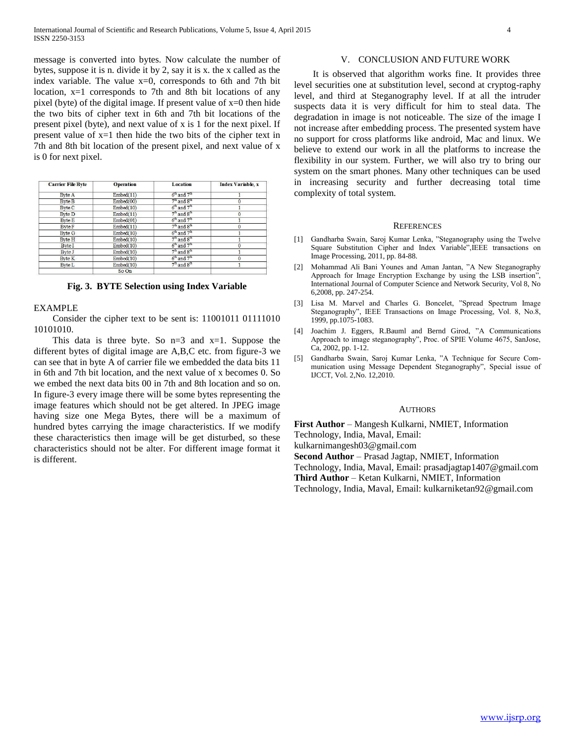message is converted into bytes. Now calculate the number of bytes, suppose it is n. divide it by 2, say it is x. the x called as the index variable. The value x=0, corresponds to 6th and 7th bit location, x=1 corresponds to 7th and 8th bit locations of any pixel (byte) of the digital image. If present value of x=0 then hide the two bits of cipher text in 6th and 7th bit locations of the present pixel (byte), and next value of x is 1 for the next pixel. If present value of x=1 then hide the two bits of the cipher text in 7th and 8th bit location of the present pixel, and next value of x is 0 for next pixel.

| Carrier File Byte | Operation | Location | Index Variable, x |
|---|---|---|---|
| Byte A | Embed(11) | 6th and 7th | 1 |
| Byte B | Embed(00) | 7th and 8th | 0 |
| Byte C | Embed(10) | 6th and 7th | 1 |
| Byte D | Embed(11) | 7th and 8th | 0 |
| Byte E | Embed(01) | 6th and 7th | 1 |
| Byte F | Embed(11) | 7th and 8th | 0 |
| Byte G | Embed(10) | 6th and 7th | 1 |
| Byte H | Embed(10) | 7th and 8th | 1 |
| Byte I | Embed(10) | 6th and 7th | 0 |
| Byte J | Embed(10) | 7th and 8th | 1 |
| Byte K | Embed(10) | 6th and 7th | 0 |
| Byte L | Embed(10) | 7th and 8th | 1 |
| | So On | | |

**Fig. 3. BYTE Selection using Index Variable**

EXAMPLE

Consider the cipher text to be sent is: 11001011 01111010 10101010.

This data is three byte. So n=3 and x=1. Suppose the different bytes of digital image are A,B,C etc. from figure-3 we can see that in byte A of carrier file we embedded the data bits 11 in 6th and 7th bit location, and the next value of x becomes 0. So we embed the next data bits 00 in 7th and 8th location and so on. In figure-3 every image there will be some bytes representing the image features which should not be get altered. In JPEG image having size one Mega Bytes, there will be a maximum of hundred bytes carrying the image characteristics. If we modify these characteristics then image will be get disturbed, so these characteristics should not be alter. For different image format it is different.

## V. CONCLUSION AND FUTURE WORK

It is observed that algorithm works fine. It provides three level securities one at substitution level, second at cryptog-raphy level, and third at Steganography level. If at all the intruder suspects data it is very difficult for him to steal data. The degradation in image is not noticeable. The size of the image I not increase after embedding process. The presented system have no support for cross platforms like android, Mac and linux. We believe to extend our work in all the platforms to increase the flexibility in our system. Further, we will also try to bring our system on the smart phones. Many other techniques can be used in increasing security and further decreasing total time complexity of total system.

## REFERENCES

[1] Gandharba Swain, Saroj Kumar Lenka, "Steganography using the Twelve Square Substitution Cipher and Index Variable",IEEE transactions on Image Processing, 2011, pp. 84-88.

[2] Mohammad Ali Bani Younes and Aman Jantan, "A New Steganography Approach for Image Encryption Exchange by using the LSB insertion", International Journal of Computer Science and Network Security, Vol 8, No 6,2008, pp. 247-254.

[3] Lisa M. Marvel and Charles G. Boncelet, "Spread Spectrum Image Steganography", IEEE Transactions on Image Processing, Vol. 8, No.8, 1999, pp.1075-1083.

[4] Joachim J. Eggers, R.Bauml and Bernd Girod, "A Communications Approach to image steganography", Proc. of SPIE Volume 4675, SanJose, Ca, 2002, pp. 1-12.

[5] Gandharba Swain, Saroj Kumar Lenka, "A Technique for Secure Com-munication using Message Dependent Steganography", Special issue of IJCCT, Vol. 2,No. 12,2010.

## AUTHORS

**First Author** – Mangesh Kulkarni, NMIET, Information Technology, India, Maval, Email: kulkarnimangesh03@gmail.com

**Second Author** – Prasad Jagtap, NMIET, Information Technology, India, Maval, Email: prasadjagtap1407@gmail.com

**Third Author** – Ketan Kulkarni, NMIET, Information Technology, India, Maval, Email: kulkarniketan92@gmail.com